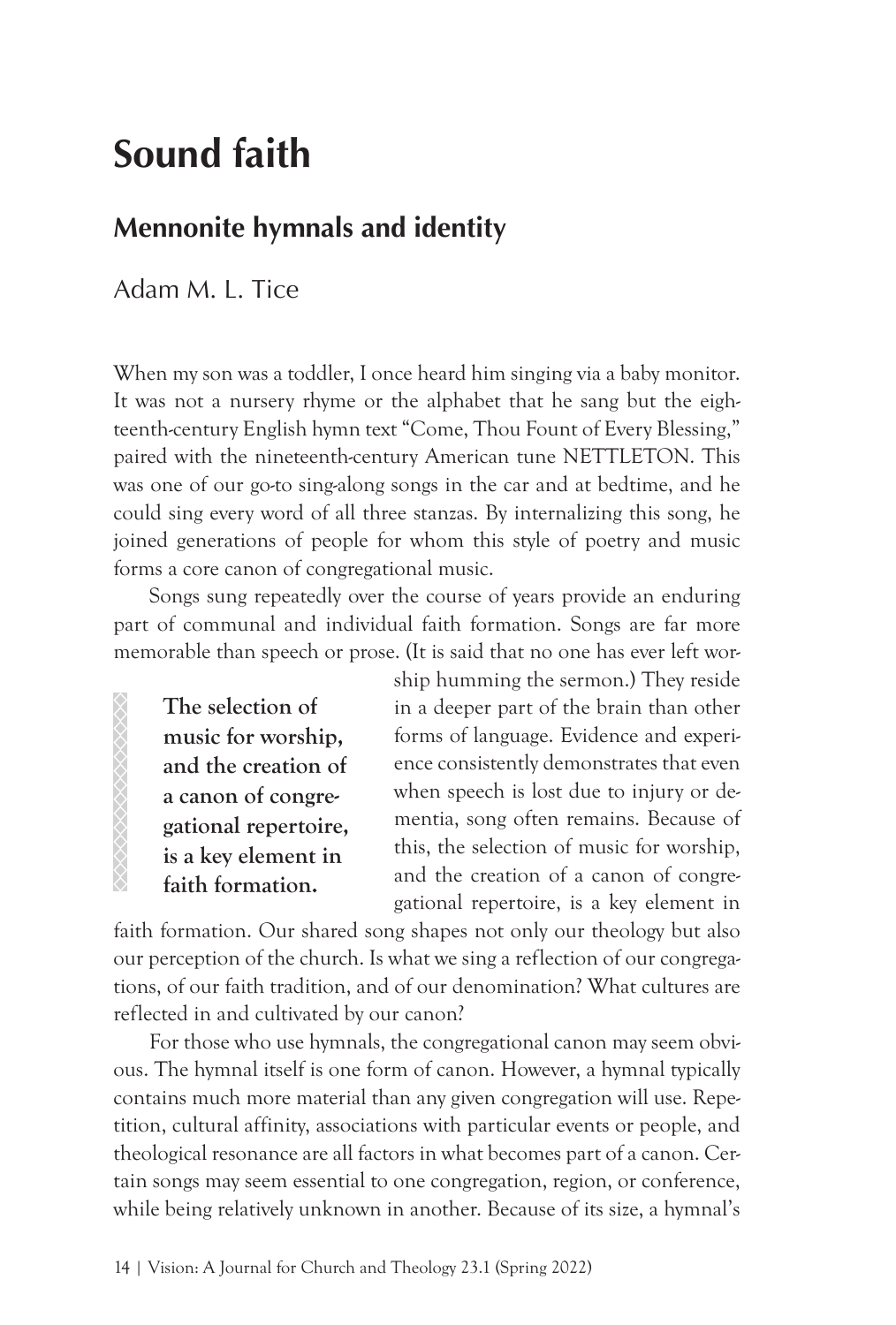# Sound faith

## Mennonite hymnals and identity

Adam M. L. Tice

When my son was a toddler, I once heard him singing via a baby monitor. It was not a nursery rhyme or the alphabet that he sang but the eighteenth-century English hymn text "Come, Thou Fount of Every Blessing," paired with the nineteenth-century American tune NETTLETON. This was one of our go-to sing-along songs in the car and at bedtime, and he could sing every word of all three stanzas. By internalizing this song, he joined generations of people for whom this style of poetry and music forms a core canon of congregational music.

Songs sung repeatedly over the course of years provide an enduring part of communal and individual faith formation. Songs are far more memorable than speech or prose. (It is said that no one has ever left worship humming the sermon.) They reside in a deeper part of the brain than other forms of language. Evidence and experience consistently demonstrates that even when speech is lost due to injury or dementia, song often remains. Because of this, the selection of music for worship, and the creation of a canon of congregational repertoire, is a key element in faith formation. Our shared song shapes not only our theology but also our perception of the church. Is what we sing a reflection of our congregations, of our faith tradition, and of our denomination? What cultures are reflected in and cultivated by our canon?

> **The selection of music for worship, and the creation of a canon of congregational repertoire, is a key element in faith formation.**

For those who use hymnals, the congregational canon may seem obvious. The hymnal itself is one form of canon. However, a hymnal typically contains much more material than any given congregation will use. Repetition, cultural affinity, associations with particular events or people, and theological resonance are all factors in what becomes part of a canon. Certain songs may seem essential to one congregation, region, or conference, while being relatively unknown in another. Because of its size, a hymnal's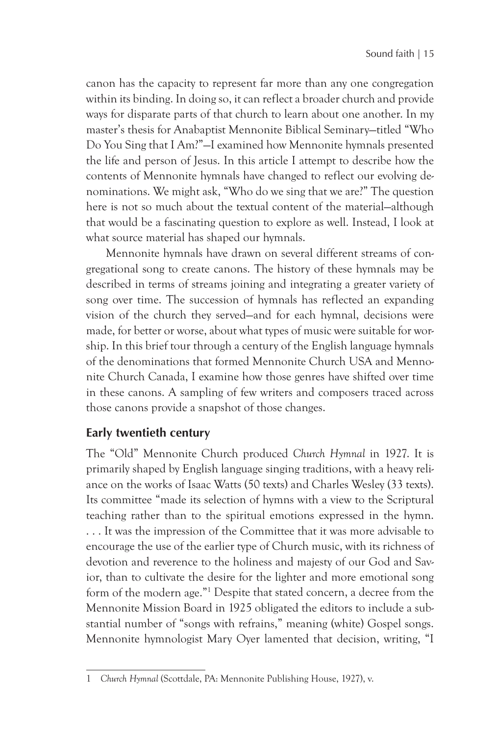canon has the capacity to represent far more than any one congregation within its binding. In doing so, it can reflect a broader church and provide ways for disparate parts of that church to learn about one another. In my master's thesis for Anabaptist Mennonite Biblical Seminary—titled "Who Do You Sing that I Am?"—I examined how Mennonite hymnals presented the life and person of Jesus. In this article I attempt to describe how the contents of Mennonite hymnals have changed to reflect our evolving denominations. We might ask, "Who do we sing that we are?" The question here is not so much about the textual content of the material—although that would be a fascinating question to explore as well. Instead, I look at what source material has shaped our hymnals.

Mennonite hymnals have drawn on several different streams of congregational song to create canons. The history of these hymnals may be described in terms of streams joining and integrating a greater variety of song over time. The succession of hymnals has reflected an expanding vision of the church they served—and for each hymnal, decisions were made, for better or worse, about what types of music were suitable for worship. In this brief tour through a century of the English language hymnals of the denominations that formed Mennonite Church USA and Mennonite Church Canada, I examine how those genres have shifted over time in these canons. A sampling of few writers and composers traced across those canons provide a snapshot of those changes.

## Early twentieth century

The "Old" Mennonite Church produced *Church Hymnal* in 1927. It is primarily shaped by English language singing traditions, with a heavy reliance on the works of Isaac Watts (50 texts) and Charles Wesley (33 texts). Its committee "made its selection of hymns with a view to the Scriptural teaching rather than to the spiritual emotions expressed in the hymn. . . . It was the impression of the Committee that it was more advisable to encourage the use of the earlier type of Church music, with its richness of devotion and reverence to the holiness and majesty of our God and Savior, than to cultivate the desire for the lighter and more emotional song form of the modern age."[1] Despite that stated concern, a decree from the Mennonite Mission Board in 1925 obligated the editors to include a substantial number of "songs with refrains," meaning (white) Gospel songs. Mennonite hymnologist Mary Oyer lamented that decision, writing, "I

---

1 *Church Hymnal* (Scottdale, PA: Mennonite Publishing House, 1927), v.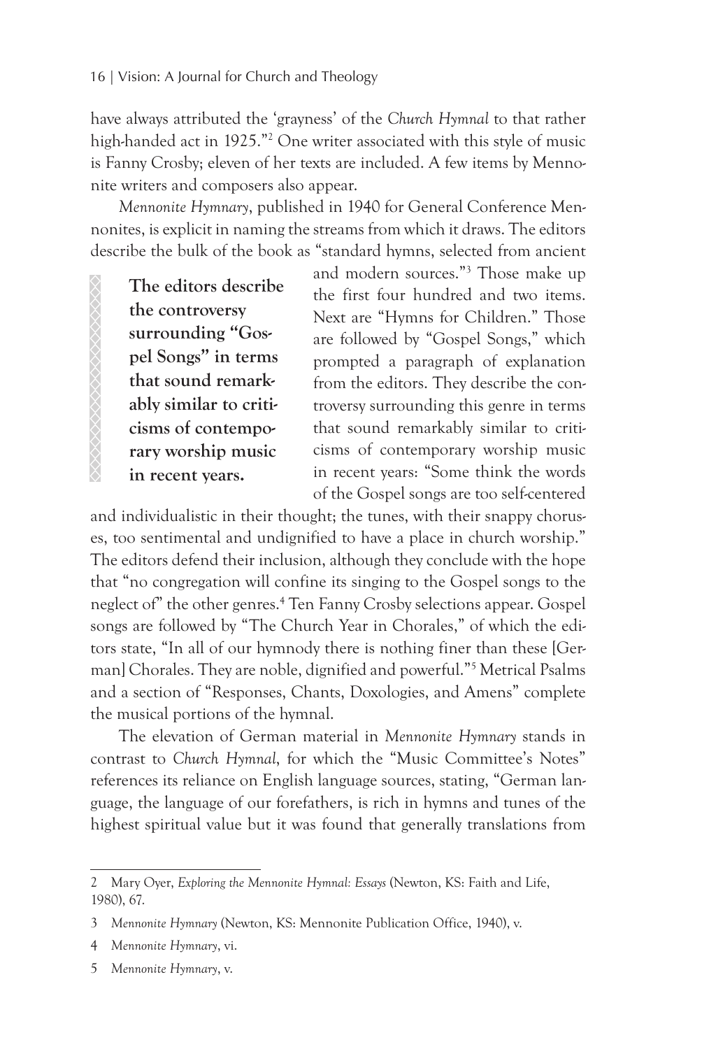have always attributed the 'grayness' of the *Church Hymnal* to that rather high-handed act in 1925."[2] One writer associated with this style of music is Fanny Crosby; eleven of her texts are included. A few items by Mennonite writers and composers also appear.

*Mennonite Hymnary*, published in 1940 for General Conference Mennonites, is explicit in naming the streams from which it draws. The editors describe the bulk of the book as "standard hymns, selected from ancient and modern sources."[3] Those make up the first four hundred and two items. Next are "Hymns for Children." Those are followed by "Gospel Songs," which prompted a paragraph of explanation from the editors. They describe the controversy surrounding this genre in terms that sound remarkably similar to criticisms of contemporary worship music in recent years: "Some think the words of the Gospel songs are too self-centered and individualistic in their thought; the tunes, with their snappy choruses, too sentimental and undignified to have a place in church worship." The editors defend their inclusion, although they conclude with the hope that "no congregation will confine its singing to the Gospel songs to the neglect of" the other genres.[4] Ten Fanny Crosby selections appear. Gospel songs are followed by "The Church Year in Chorales," of which the editors state, "In all of our hymnody there is nothing finer than these [German] Chorales. They are noble, dignified and powerful."[5] Metrical Psalms and a section of "Responses, Chants, Doxologies, and Amens" complete the musical portions of the hymnal.

> **The editors describe the controversy surrounding "Gospel Songs" in terms that sound remarkably similar to criticisms of contemporary worship music in recent years.**

The elevation of German material in *Mennonite Hymnary* stands in contrast to *Church Hymnal*, for which the "Music Committee's Notes" references its reliance on English language sources, stating, "German language, the language of our forefathers, is rich in hymns and tunes of the highest spiritual value but it was found that generally translations from

---

2 Mary Oyer, *Exploring the Mennonite Hymnal: Essays* (Newton, KS: Faith and Life, 1980), 67.

3 *Mennonite Hymnary* (Newton, KS: Mennonite Publication Office, 1940), v.

4 *Mennonite Hymnary*, vi.

5 *Mennonite Hymnary*, v.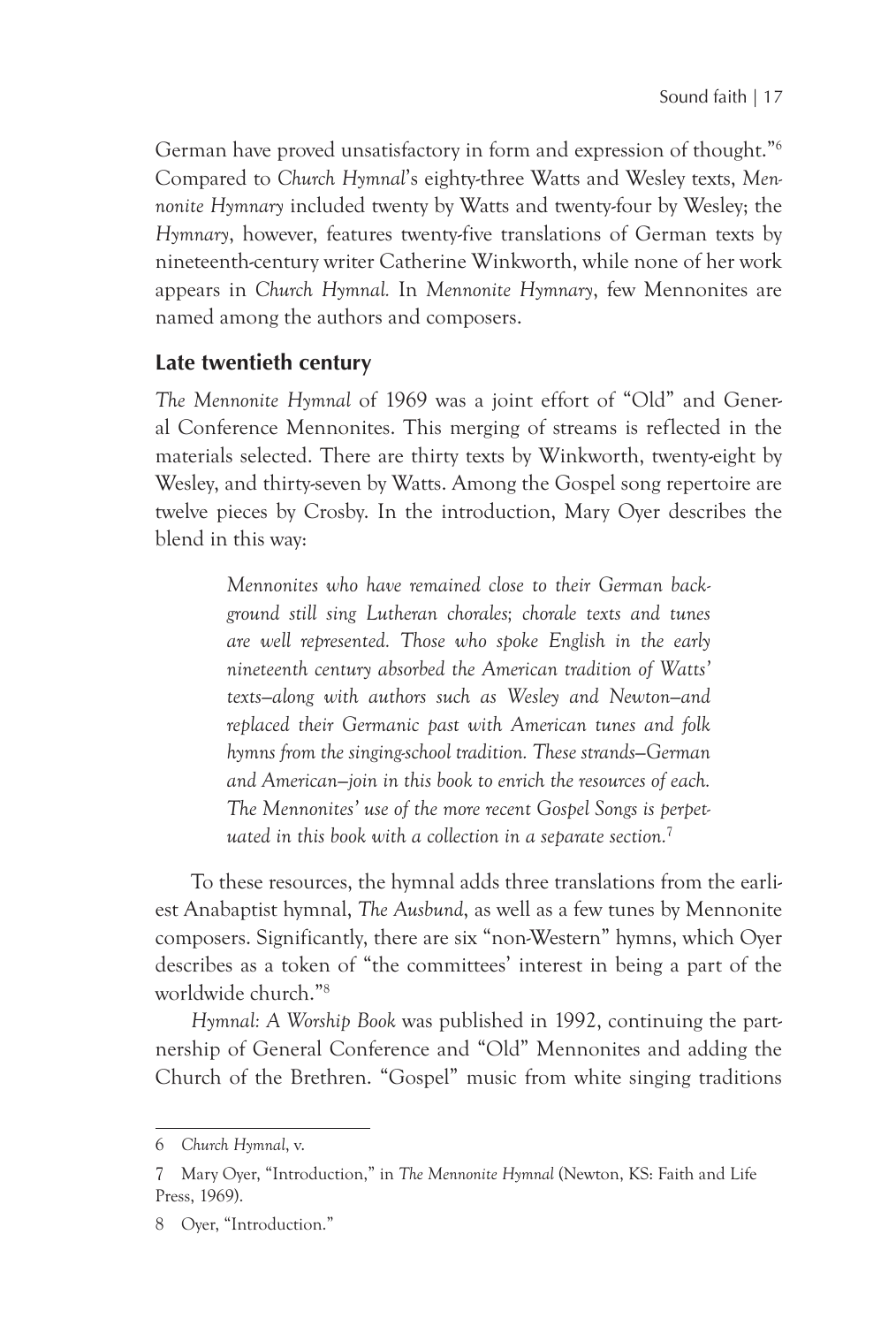German have proved unsatisfactory in form and expression of thought."[6] Compared to *Church Hymnal*'s eighty-three Watts and Wesley texts, *Mennonite Hymnary* included twenty by Watts and twenty-four by Wesley; the *Hymnary*, however, features twenty-five translations of German texts by nineteenth-century writer Catherine Winkworth, while none of her work appears in *Church Hymnal.* In *Mennonite Hymnary*, few Mennonites are named among the authors and composers.

## Late twentieth century

*The Mennonite Hymnal* of 1969 was a joint effort of "Old" and General Conference Mennonites. This merging of streams is reflected in the materials selected. There are thirty texts by Winkworth, twenty-eight by Wesley, and thirty-seven by Watts. Among the Gospel song repertoire are twelve pieces by Crosby. In the introduction, Mary Oyer describes the blend in this way:

> *Mennonites who have remained close to their German background still sing Lutheran chorales; chorale texts and tunes are well represented. Those who spoke English in the early nineteenth century absorbed the American tradition of Watts' texts—along with authors such as Wesley and Newton—and replaced their Germanic past with American tunes and folk hymns from the singing-school tradition. These strands—German and American—join in this book to enrich the resources of each. The Mennonites' use of the more recent Gospel Songs is perpetuated in this book with a collection in a separate section.*[7]

To these resources, the hymnal adds three translations from the earliest Anabaptist hymnal, *The Ausbund*, as well as a few tunes by Mennonite composers. Significantly, there are six "non-Western" hymns, which Oyer describes as a token of "the committees' interest in being a part of the worldwide church."[8]

*Hymnal: A Worship Book* was published in 1992, continuing the partnership of General Conference and "Old" Mennonites and adding the Church of the Brethren. "Gospel" music from white singing traditions

---

6 *Church Hymnal*, v.

7 Mary Oyer, "Introduction," in *The Mennonite Hymnal* (Newton, KS: Faith and Life Press, 1969).

8 Oyer, "Introduction."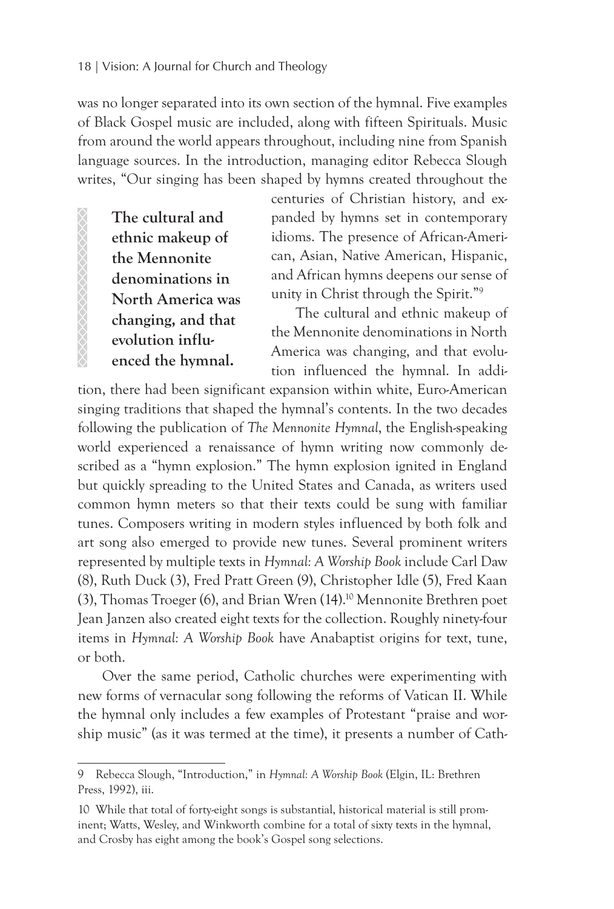was no longer separated into its own section of the hymnal. Five examples of Black Gospel music are included, along with fifteen Spirituals. Music from around the world appears throughout, including nine from Spanish language sources. In the introduction, managing editor Rebecca Slough writes, "Our singing has been shaped by hymns created throughout the centuries of Christian history, and expanded by hymns set in contemporary idioms. The presence of African-American, Asian, Native American, Hispanic, and African hymns deepens our sense of unity in Christ through the Spirit."[9]

**The cultural and ethnic makeup of the Mennonite denominations in North America was changing, and that evolution influenced the hymnal.**

The cultural and ethnic makeup of the Mennonite denominations in North America was changing, and that evolution influenced the hymnal. In addition, there had been significant expansion within white, Euro-American singing traditions that shaped the hymnal's contents. In the two decades following the publication of *The Mennonite Hymnal*, the English-speaking world experienced a renaissance of hymn writing now commonly described as a "hymn explosion." The hymn explosion ignited in England but quickly spreading to the United States and Canada, as writers used common hymn meters so that their texts could be sung with familiar tunes. Composers writing in modern styles influenced by both folk and art song also emerged to provide new tunes. Several prominent writers represented by multiple texts in *Hymnal: A Worship Book* include Carl Daw (8), Ruth Duck (3), Fred Pratt Green (9), Christopher Idle (5), Fred Kaan (3), Thomas Troeger (6), and Brian Wren (14).[10] Mennonite Brethren poet Jean Janzen also created eight texts for the collection. Roughly ninety-four items in *Hymnal: A Worship Book* have Anabaptist origins for text, tune, or both.

Over the same period, Catholic churches were experimenting with new forms of vernacular song following the reforms of Vatican II. While the hymnal only includes a few examples of Protestant "praise and worship music" (as it was termed at the time), it presents a number of Cath-

---

9 Rebecca Slough, "Introduction," in *Hymnal: A Worship Book* (Elgin, IL: Brethren Press, 1992), iii.

10 While that total of forty-eight songs is substantial, historical material is still prominent; Watts, Wesley, and Winkworth combine for a total of sixty texts in the hymnal, and Crosby has eight among the book's Gospel song selections.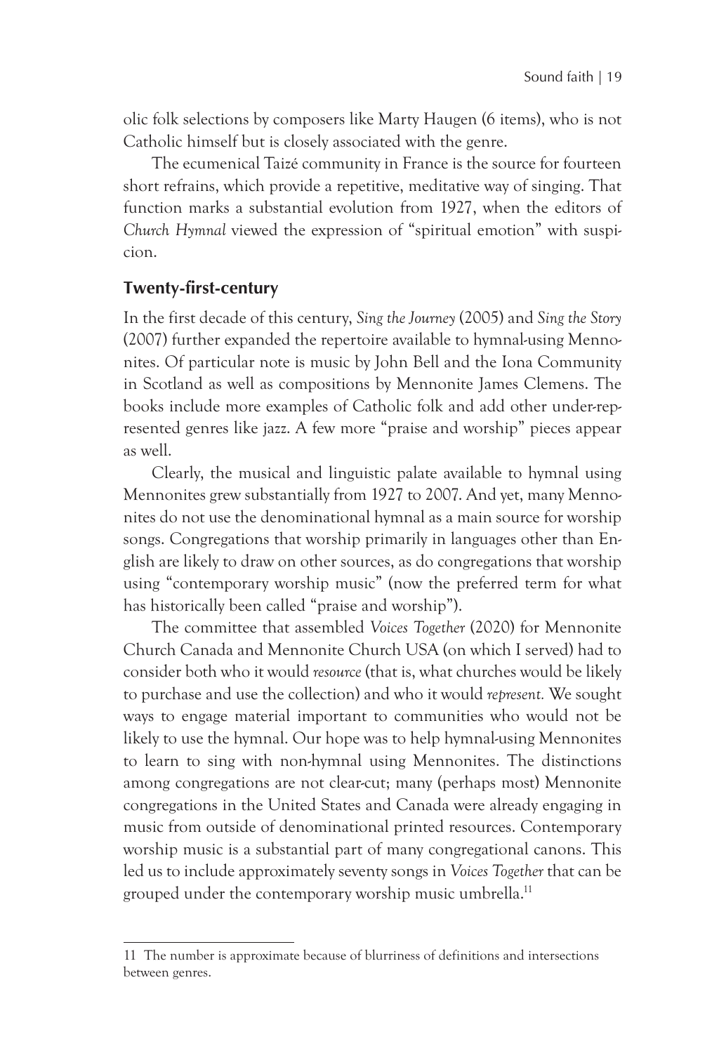olic folk selections by composers like Marty Haugen (6 items), who is not Catholic himself but is closely associated with the genre.

The ecumenical Taizé community in France is the source for fourteen short refrains, which provide a repetitive, meditative way of singing. That function marks a substantial evolution from 1927, when the editors of *Church Hymnal* viewed the expression of "spiritual emotion" with suspicion.

## Twenty-first-century

In the first decade of this century, *Sing the Journey* (2005) and *Sing the Story* (2007) further expanded the repertoire available to hymnal-using Mennonites. Of particular note is music by John Bell and the Iona Community in Scotland as well as compositions by Mennonite James Clemens. The books include more examples of Catholic folk and add other under-represented genres like jazz. A few more "praise and worship" pieces appear as well.

Clearly, the musical and linguistic palate available to hymnal using Mennonites grew substantially from 1927 to 2007. And yet, many Mennonites do not use the denominational hymnal as a main source for worship songs. Congregations that worship primarily in languages other than English are likely to draw on other sources, as do congregations that worship using "contemporary worship music" (now the preferred term for what has historically been called "praise and worship").

The committee that assembled *Voices Together* (2020) for Mennonite Church Canada and Mennonite Church USA (on which I served) had to consider both who it would *resource* (that is, what churches would be likely to purchase and use the collection) and who it would *represent.* We sought ways to engage material important to communities who would not be likely to use the hymnal. Our hope was to help hymnal-using Mennonites to learn to sing with non-hymnal using Mennonites. The distinctions among congregations are not clear-cut; many (perhaps most) Mennonite congregations in the United States and Canada were already engaging in music from outside of denominational printed resources. Contemporary worship music is a substantial part of many congregational canons. This led us to include approximately seventy songs in *Voices Together* that can be grouped under the contemporary worship music umbrella.[11]

---

11 The number is approximate because of blurriness of definitions and intersections between genres.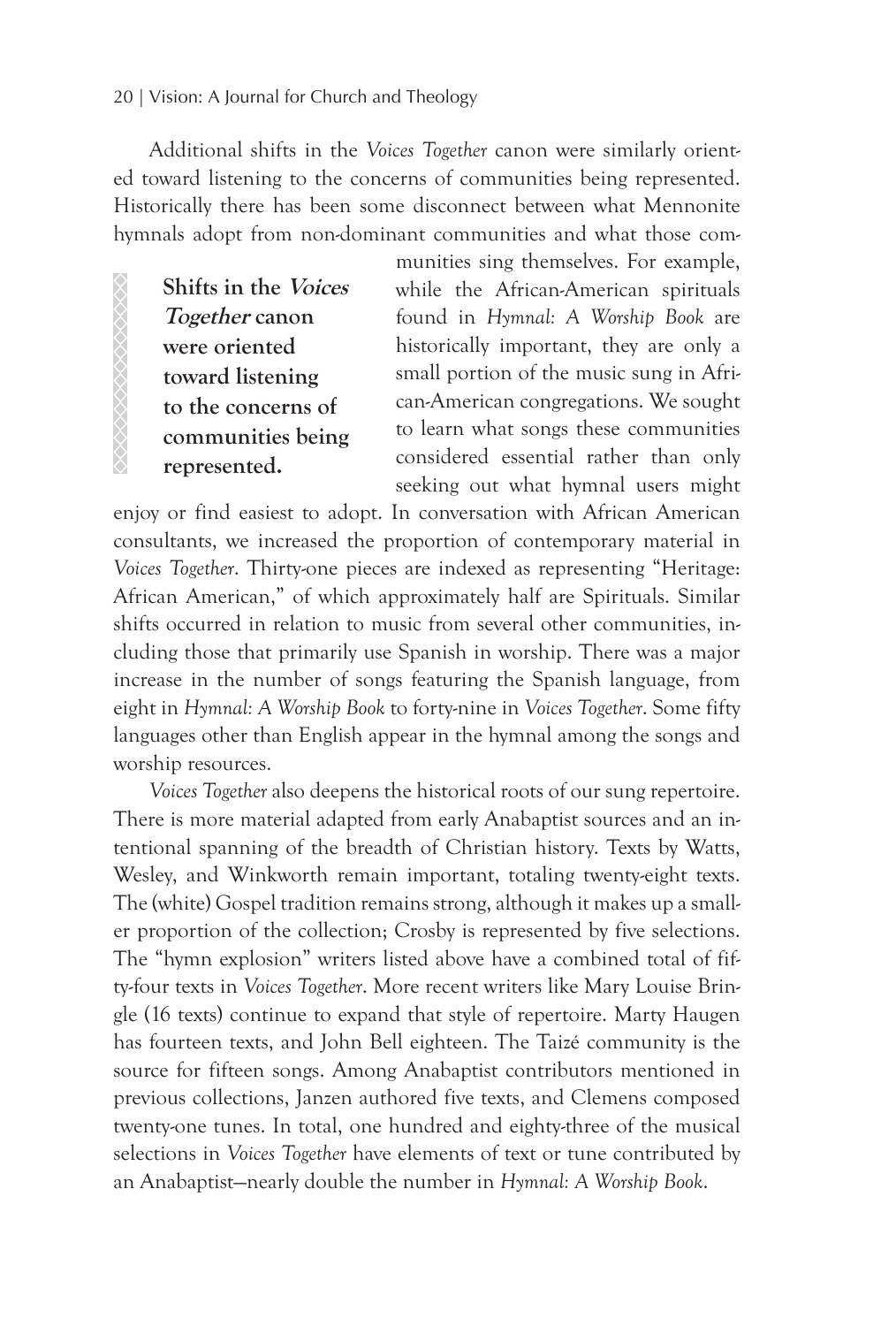Additional shifts in the *Voices Together* canon were similarly oriented toward listening to the concerns of communities being represented. Historically there has been some disconnect between what Mennonite hymnals adopt from non-dominant communities and what those communities sing themselves. For example, while the African-American spirituals found in *Hymnal: A Worship Book* are historically important, they are only a small portion of the music sung in African-American congregations. We sought to learn what songs these communities considered essential rather than only seeking out what hymnal users might enjoy or find easiest to adopt. In conversation with African American consultants, we increased the proportion of contemporary material in *Voices Together*. Thirty-one pieces are indexed as representing "Heritage: African American," of which approximately half are Spirituals. Similar shifts occurred in relation to music from several other communities, including those that primarily use Spanish in worship. There was a major increase in the number of songs featuring the Spanish language, from eight in *Hymnal: A Worship Book* to forty-nine in *Voices Together*. Some fifty languages other than English appear in the hymnal among the songs and worship resources.

> **Shifts in the *Voices Together* canon were oriented toward listening to the concerns of communities being represented.**

*Voices Together* also deepens the historical roots of our sung repertoire. There is more material adapted from early Anabaptist sources and an intentional spanning of the breadth of Christian history. Texts by Watts, Wesley, and Winkworth remain important, totaling twenty-eight texts. The (white) Gospel tradition remains strong, although it makes up a smaller proportion of the collection; Crosby is represented by five selections. The "hymn explosion" writers listed above have a combined total of fifty-four texts in *Voices Together*. More recent writers like Mary Louise Bringle (16 texts) continue to expand that style of repertoire. Marty Haugen has fourteen texts, and John Bell eighteen. The Taizé community is the source for fifteen songs. Among Anabaptist contributors mentioned in previous collections, Janzen authored five texts, and Clemens composed twenty-one tunes. In total, one hundred and eighty-three of the musical selections in *Voices Together* have elements of text or tune contributed by an Anabaptist—nearly double the number in *Hymnal: A Worship Book*.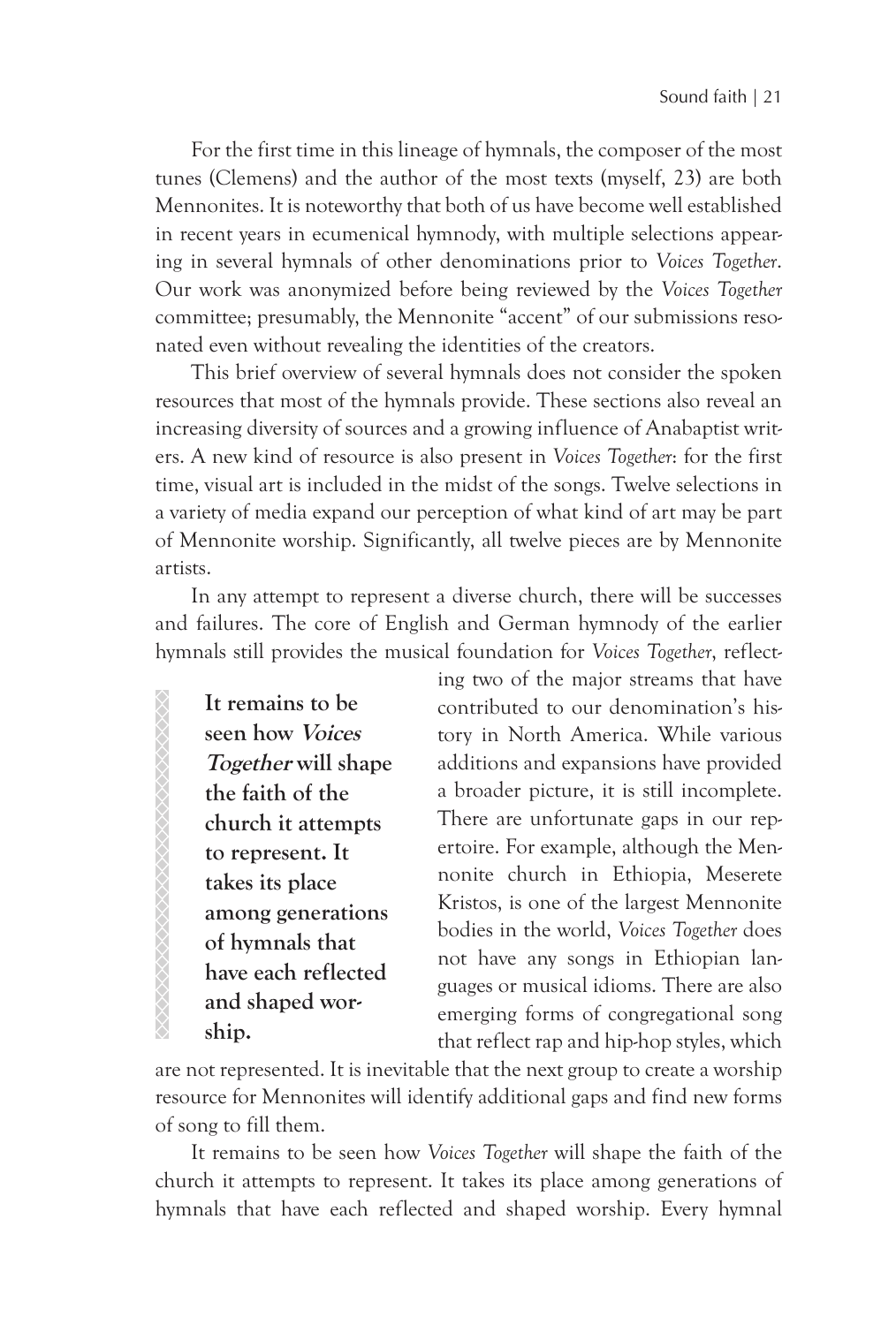For the first time in this lineage of hymnals, the composer of the most tunes (Clemens) and the author of the most texts (myself, 23) are both Mennonites. It is noteworthy that both of us have become well established in recent years in ecumenical hymnody, with multiple selections appearing in several hymnals of other denominations prior to *Voices Together*. Our work was anonymized before being reviewed by the *Voices Together* committee; presumably, the Mennonite "accent" of our submissions resonated even without revealing the identities of the creators.

This brief overview of several hymnals does not consider the spoken resources that most of the hymnals provide. These sections also reveal an increasing diversity of sources and a growing influence of Anabaptist writers. A new kind of resource is also present in *Voices Together*: for the first time, visual art is included in the midst of the songs. Twelve selections in a variety of media expand our perception of what kind of art may be part of Mennonite worship. Significantly, all twelve pieces are by Mennonite artists.

In any attempt to represent a diverse church, there will be successes and failures. The core of English and German hymnody of the earlier hymnals still provides the musical foundation for *Voices Together*, reflecting two of the major streams that have contributed to our denomination's history in North America. While various additions and expansions have provided a broader picture, it is still incomplete. There are unfortunate gaps in our repertoire. For example, although the Mennonite church in Ethiopia, Meserete Kristos, is one of the largest Mennonite bodies in the world, *Voices Together* does not have any songs in Ethiopian languages or musical idioms. There are also emerging forms of congregational song that reflect rap and hip-hop styles, which are not represented. It is inevitable that the next group to create a worship resource for Mennonites will identify additional gaps and find new forms of song to fill them.

> **It remains to be seen how *Voices Together* will shape the faith of the church it attempts to represent. It takes its place among generations of hymnals that have each reflected and shaped worship.**

It remains to be seen how *Voices Together* will shape the faith of the church it attempts to represent. It takes its place among generations of hymnals that have each reflected and shaped worship. Every hymnal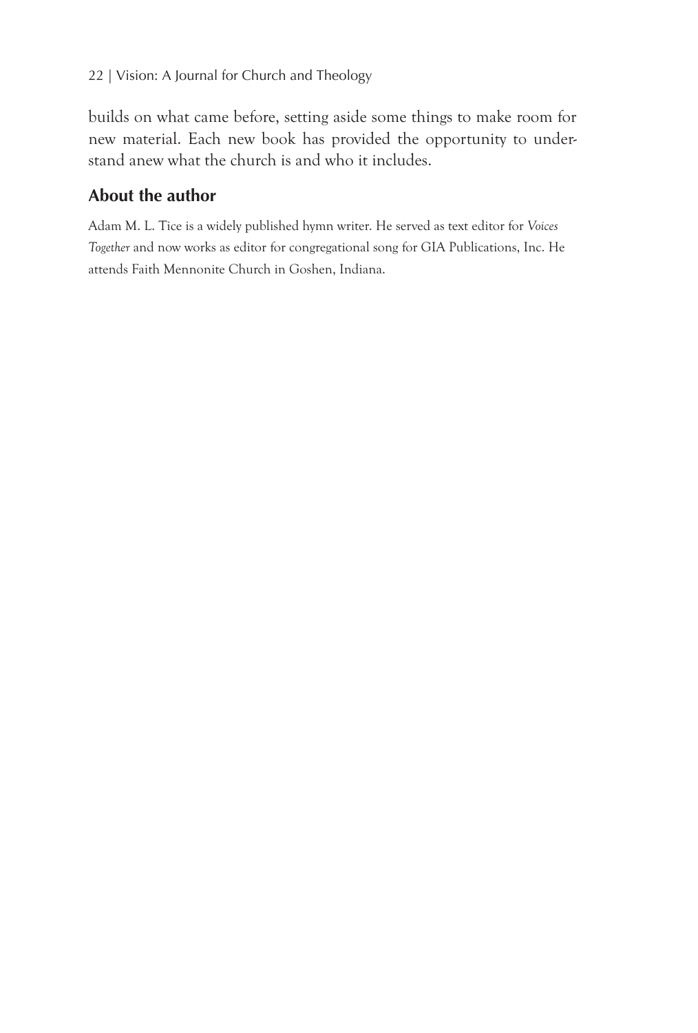builds on what came before, setting aside some things to make room for new material. Each new book has provided the opportunity to understand anew what the church is and who it includes.

## About the author

Adam M. L. Tice is a widely published hymn writer. He served as text editor for *Voices Together* and now works as editor for congregational song for GIA Publications, Inc. He attends Faith Mennonite Church in Goshen, Indiana.